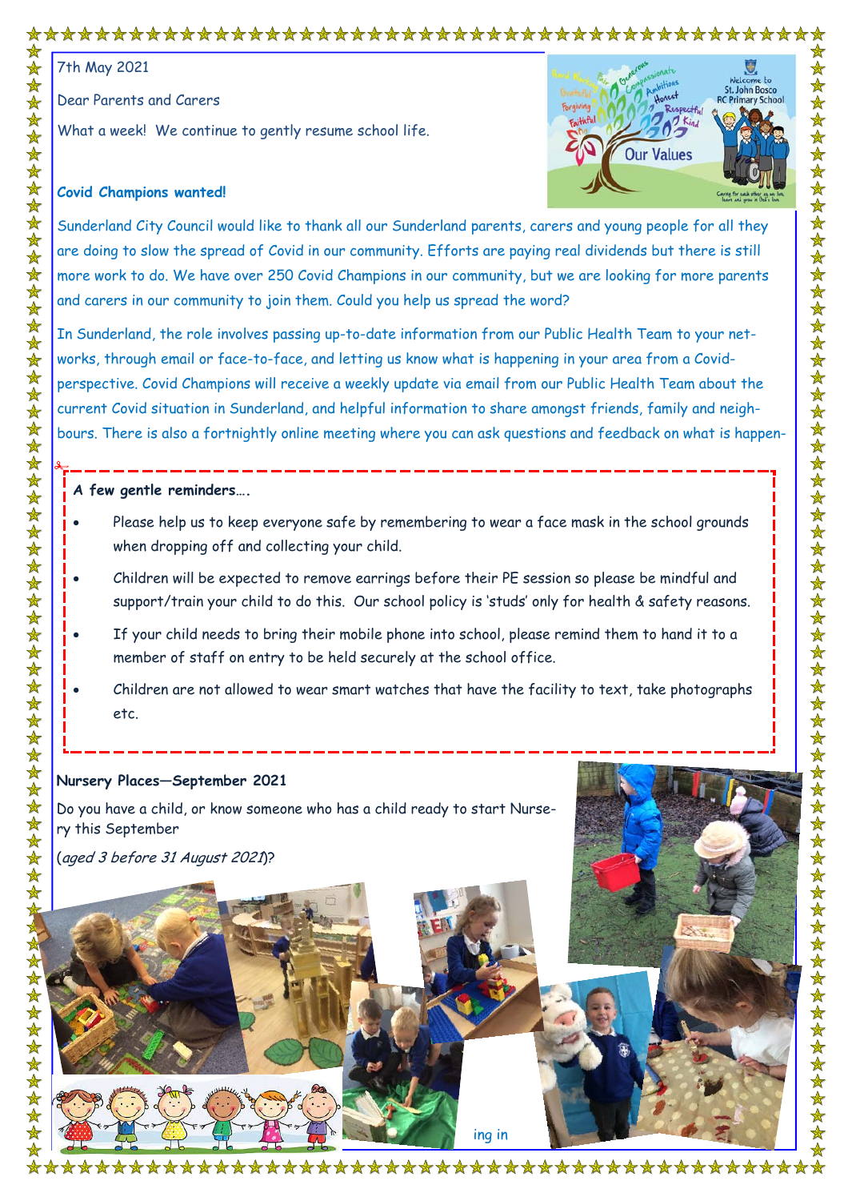7th May 2021

Dear Parents and Carers

What a week! We continue to gently resume school life.

**Covid Champions wanted!**

Sunderland City Council would like to thank all our Sunderland parents, carers and young people for all they are doing to slow the spread of Covid in our community. Efforts are paying real dividends but there is still more work to do. We have over 250 Covid Champions in our community, but we are looking for more parents and carers in our community to join them. Could you help us spread the word?

In Sunderland, the role involves passing up-to-date information from our Public Health Team to your networks, through email or face-to-face, and letting us know what is happening in your area from a Covid-perspective. Covid Champions will receive a weekly update via email from our Public Health Team about the current Covid situation in Sunderland, and helpful information to share amongst friends, family and neighbours. There is also a fortnightly online meeting where you can ask questions and feedback on what is happening in

**A few gentle reminders….**

- Please help us to keep everyone safe by remembering to wear a face mask in the school grounds when dropping off and collecting your child.
- Children will be expected to remove earrings before their PE session so please be mindful and support/train your child to do this. Our school policy is 'studs' only for health & safety reasons.
- If your child needs to bring their mobile phone into school, please remind them to hand it to a member of staff on entry to be held securely at the school office.
- Children are not allowed to wear smart watches that have the facility to text, take photographs etc.

**Nursery Places—September 2021**

Do you have a child, or know someone who has a child ready to start Nursery this September

(*aged 3 before 31 August 2021*)?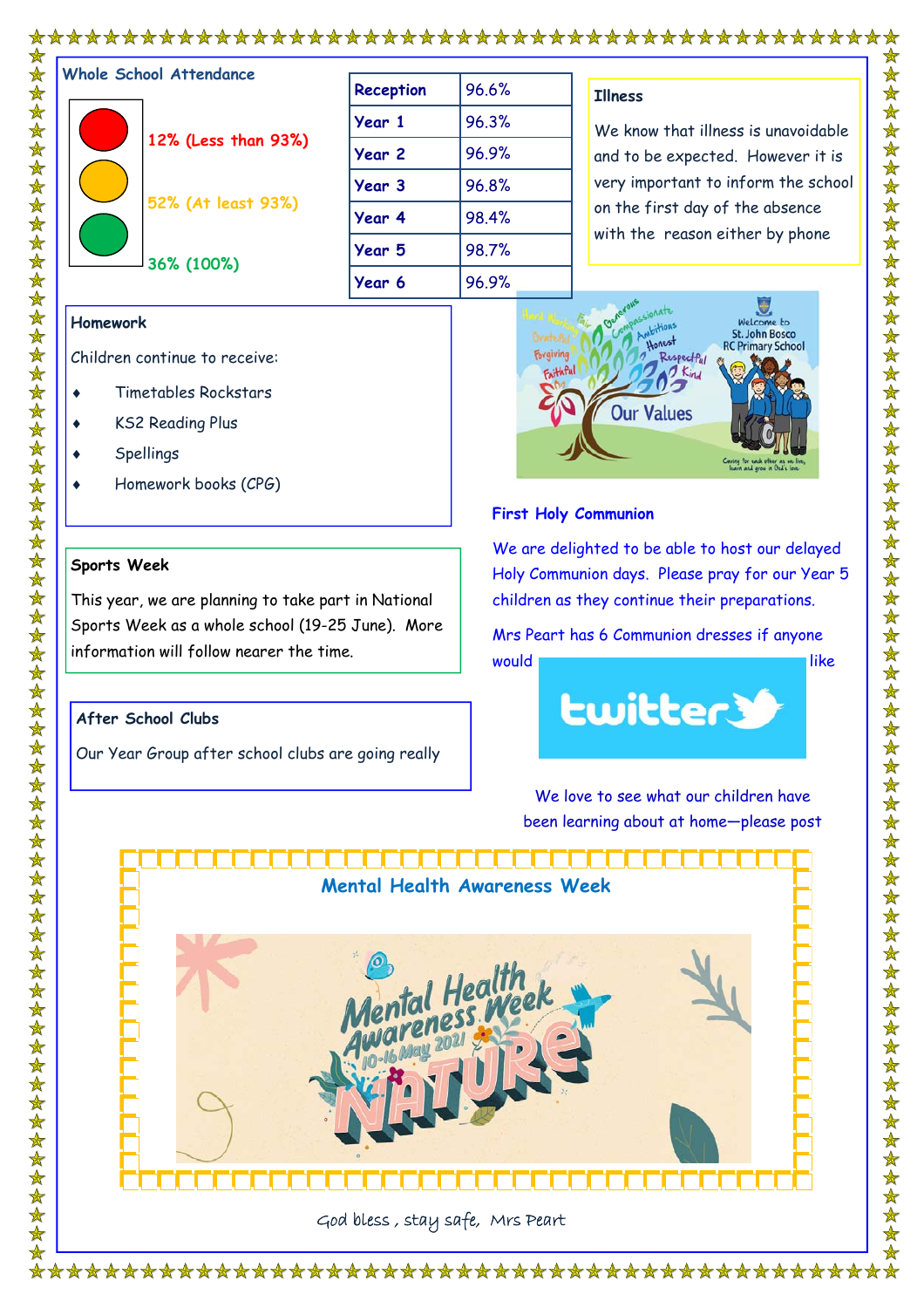## Whole School Attendance

12% (Less than 93%)

52% (At least 93%)

36% (100%)

| | |
|---|---|
| Reception | 96.6% |
| Year 1 | 96.3% |
| Year 2 | 96.9% |
| Year 3 | 96.8% |
| Year 4 | 98.4% |
| Year 5 | 98.7% |
| Year 6 | 96.9% |

### Illness

We know that illness is unavoidable and to be expected. However it is very important to inform the school on the first day of the absence with the reason either by phone

### Homework

Children continue to receive:

- Timetables Rockstars
- KS2 Reading Plus
- Spellings
- Homework books (CPG)

### Sports Week

This year, we are planning to take part in National Sports Week as a whole school (19-25 June). More information will follow nearer the time.

### After School Clubs

Our Year Group after school clubs are going really

### First Holy Communion

We are delighted to be able to host our delayed Holy Communion days. Please pray for our Year 5 children as they continue their preparations.

Mrs Peart has 6 Communion dresses if anyone would like

We love to see what our children have been learning about at home—please post

### Mental Health Awareness Week

God bless , stay safe, Mrs Peart